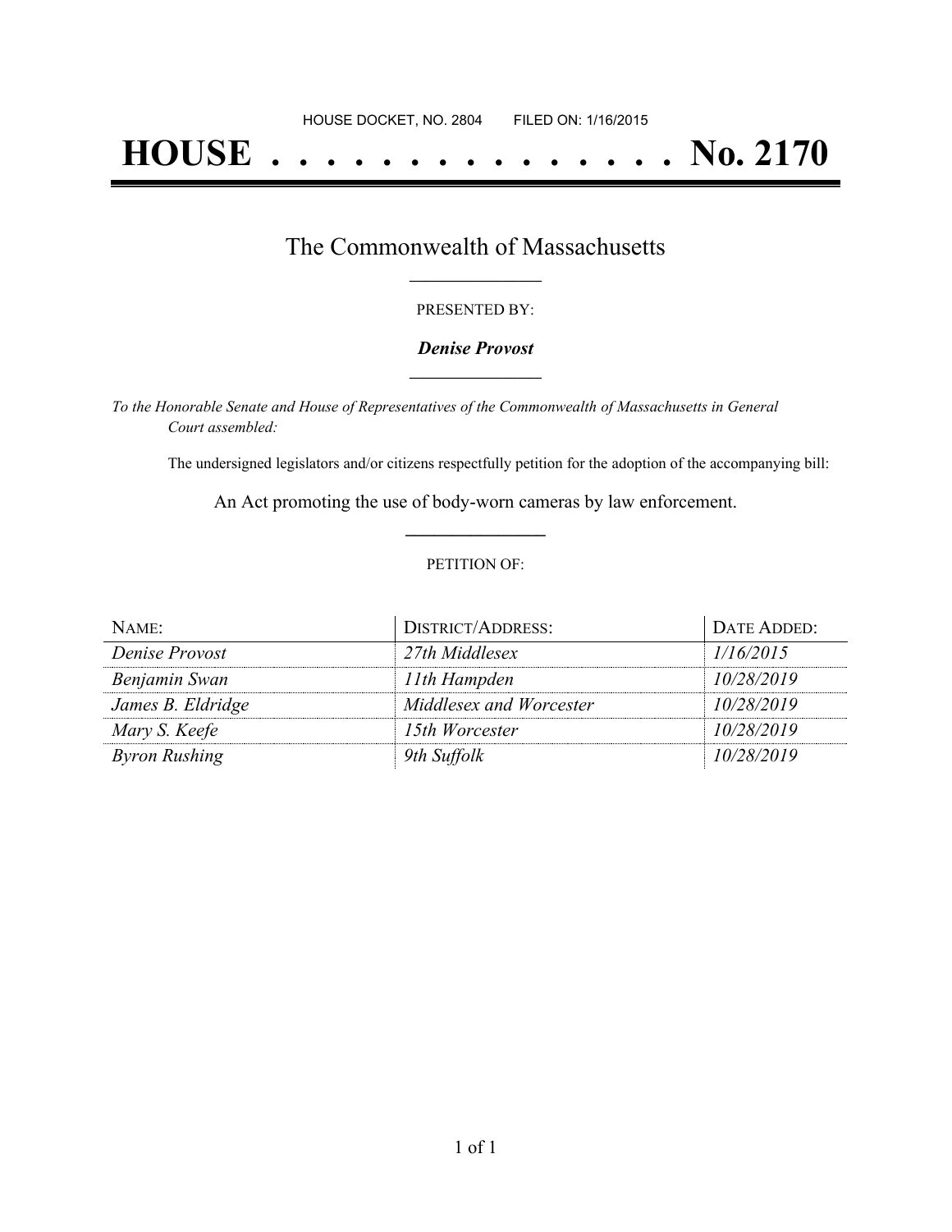HOUSE DOCKET, NO. 2804        FILED ON: 1/16/2015

# HOUSE . . . . . . . . . . . . . . . No. 2170

## The Commonwealth of Massachusetts

PRESENTED BY:

***Denise Provost***

*To the Honorable Senate and House of Representatives of the Commonwealth of Massachusetts in General Court assembled:*

The undersigned legislators and/or citizens respectfully petition for the adoption of the accompanying bill:

An Act promoting the use of body-worn cameras by law enforcement.

PETITION OF:

| NAME: | DISTRICT/ADDRESS: | DATE ADDED: |
|---|---|---|
| *Denise Provost* | *27th Middlesex* | *1/16/2015* |
| *Benjamin Swan* | *11th Hampden* | *10/28/2019* |
| *James B. Eldridge* | *Middlesex and Worcester* | *10/28/2019* |
| *Mary S. Keefe* | *15th Worcester* | *10/28/2019* |
| *Byron Rushing* | *9th Suffolk* | *10/28/2019* |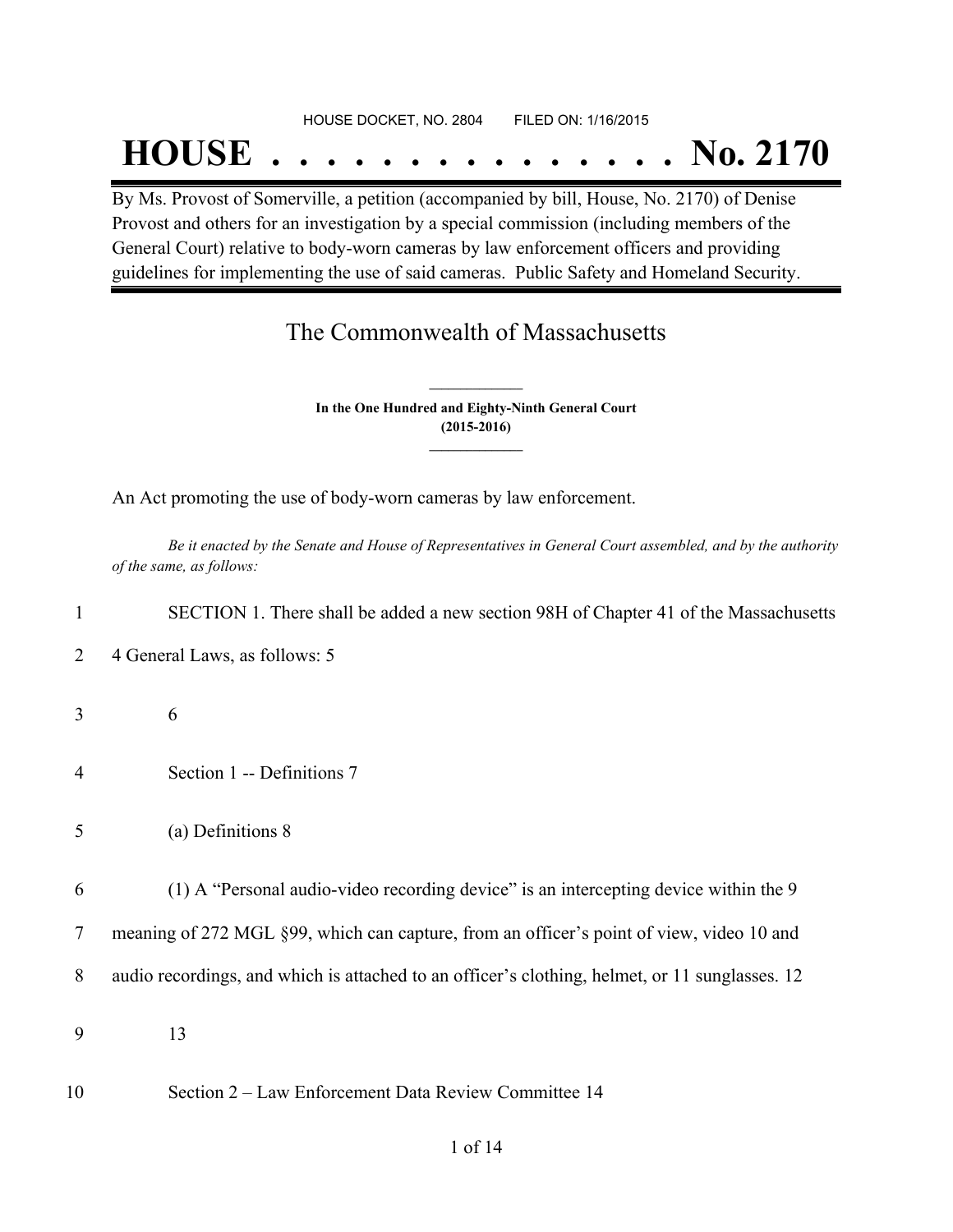HOUSE DOCKET, NO. 2804 FILED ON: 1/16/2015

# HOUSE . . . . . . . . . . . . . . . No. 2170

By Ms. Provost of Somerville, a petition (accompanied by bill, House, No. 2170) of Denise Provost and others for an investigation by a special commission (including members of the General Court) relative to body-worn cameras by law enforcement officers and providing guidelines for implementing the use of said cameras. Public Safety and Homeland Security.

## The Commonwealth of Massachusetts

**In the One Hundred and Eighty-Ninth General Court**
**(2015-2016)**

An Act promoting the use of body-worn cameras by law enforcement.

*Be it enacted by the Senate and House of Representatives in General Court assembled, and by the authority of the same, as follows:*

1 SECTION 1. There shall be added a new section 98H of Chapter 41 of the Massachusetts

2 4 General Laws, as follows: 5

3 6

4 Section 1 -- Definitions 7

5 (a) Definitions 8

6 (1) A “Personal audio-video recording device” is an intercepting device within the 9

7 meaning of 272 MGL §99, which can capture, from an officer’s point of view, video 10 and

8 audio recordings, and which is attached to an officer’s clothing, helmet, or 11 sunglasses. 12

9 13

10 Section 2 – Law Enforcement Data Review Committee 14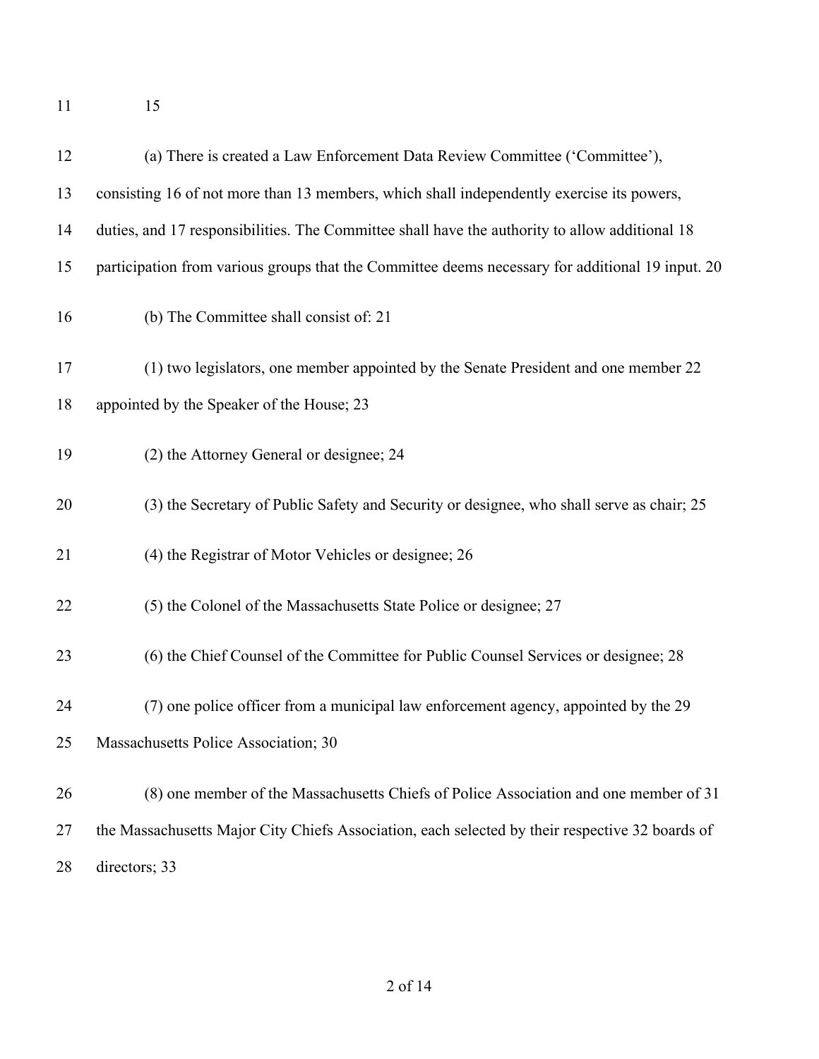11 15

12 (a) There is created a Law Enforcement Data Review Committee ('Committee'),
13 consisting 16 of not more than 13 members, which shall independently exercise its powers,
14 duties, and 17 responsibilities. The Committee shall have the authority to allow additional 18
15 participation from various groups that the Committee deems necessary for additional 19 input. 20

16 (b) The Committee shall consist of: 21

17 (1) two legislators, one member appointed by the Senate President and one member 22
18 appointed by the Speaker of the House; 23

19 (2) the Attorney General or designee; 24

20 (3) the Secretary of Public Safety and Security or designee, who shall serve as chair; 25

21 (4) the Registrar of Motor Vehicles or designee; 26

22 (5) the Colonel of the Massachusetts State Police or designee; 27

23 (6) the Chief Counsel of the Committee for Public Counsel Services or designee; 28

24 (7) one police officer from a municipal law enforcement agency, appointed by the 29
25 Massachusetts Police Association; 30

26 (8) one member of the Massachusetts Chiefs of Police Association and one member of 31
27 the Massachusetts Major City Chiefs Association, each selected by their respective 32 boards of
28 directors; 33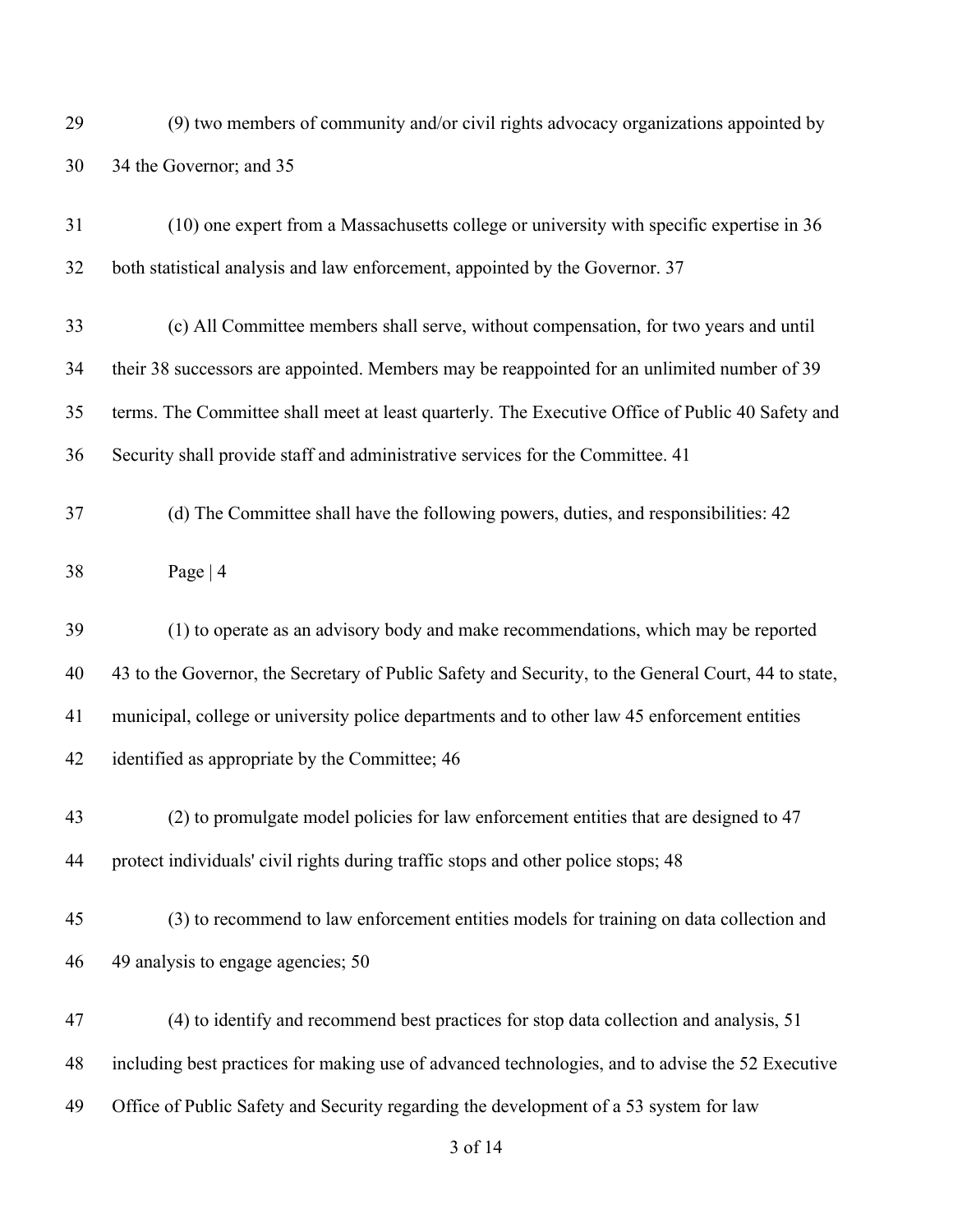(9) two members of community and/or civil rights advocacy organizations appointed by 34 the Governor; and 35

(10) one expert from a Massachusetts college or university with specific expertise in 36 both statistical analysis and law enforcement, appointed by the Governor. 37

(c) All Committee members shall serve, without compensation, for two years and until their 38 successors are appointed. Members may be reappointed for an unlimited number of 39 terms. The Committee shall meet at least quarterly. The Executive Office of Public 40 Safety and Security shall provide staff and administrative services for the Committee. 41

(d) The Committee shall have the following powers, duties, and responsibilities: 42

Page | 4

(1) to operate as an advisory body and make recommendations, which may be reported 43 to the Governor, the Secretary of Public Safety and Security, to the General Court, 44 to state, municipal, college or university police departments and to other law 45 enforcement entities identified as appropriate by the Committee; 46

(2) to promulgate model policies for law enforcement entities that are designed to 47 protect individuals' civil rights during traffic stops and other police stops; 48

(3) to recommend to law enforcement entities models for training on data collection and 49 analysis to engage agencies; 50

(4) to identify and recommend best practices for stop data collection and analysis, 51 including best practices for making use of advanced technologies, and to advise the 52 Executive Office of Public Safety and Security regarding the development of a 53 system for law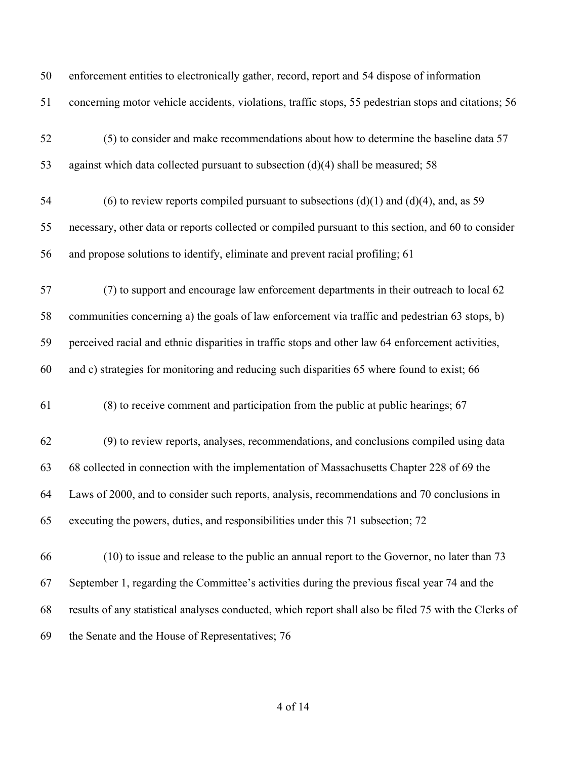50 enforcement entities to electronically gather, record, report and 54 dispose of information

51 concerning motor vehicle accidents, violations, traffic stops, 55 pedestrian stops and citations; 56

52 (5) to consider and make recommendations about how to determine the baseline data 57

53 against which data collected pursuant to subsection (d)(4) shall be measured; 58

54 (6) to review reports compiled pursuant to subsections (d)(1) and (d)(4), and, as 59

55 necessary, other data or reports collected or compiled pursuant to this section, and 60 to consider

56 and propose solutions to identify, eliminate and prevent racial profiling; 61

57 (7) to support and encourage law enforcement departments in their outreach to local 62

58 communities concerning a) the goals of law enforcement via traffic and pedestrian 63 stops, b)

59 perceived racial and ethnic disparities in traffic stops and other law 64 enforcement activities,

60 and c) strategies for monitoring and reducing such disparities 65 where found to exist; 66

61 (8) to receive comment and participation from the public at public hearings; 67

62 (9) to review reports, analyses, recommendations, and conclusions compiled using data

63 68 collected in connection with the implementation of Massachusetts Chapter 228 of 69 the

64 Laws of 2000, and to consider such reports, analysis, recommendations and 70 conclusions in

65 executing the powers, duties, and responsibilities under this 71 subsection; 72

66 (10) to issue and release to the public an annual report to the Governor, no later than 73

67 September 1, regarding the Committee's activities during the previous fiscal year 74 and the

68 results of any statistical analyses conducted, which report shall also be filed 75 with the Clerks of

69 the Senate and the House of Representatives; 76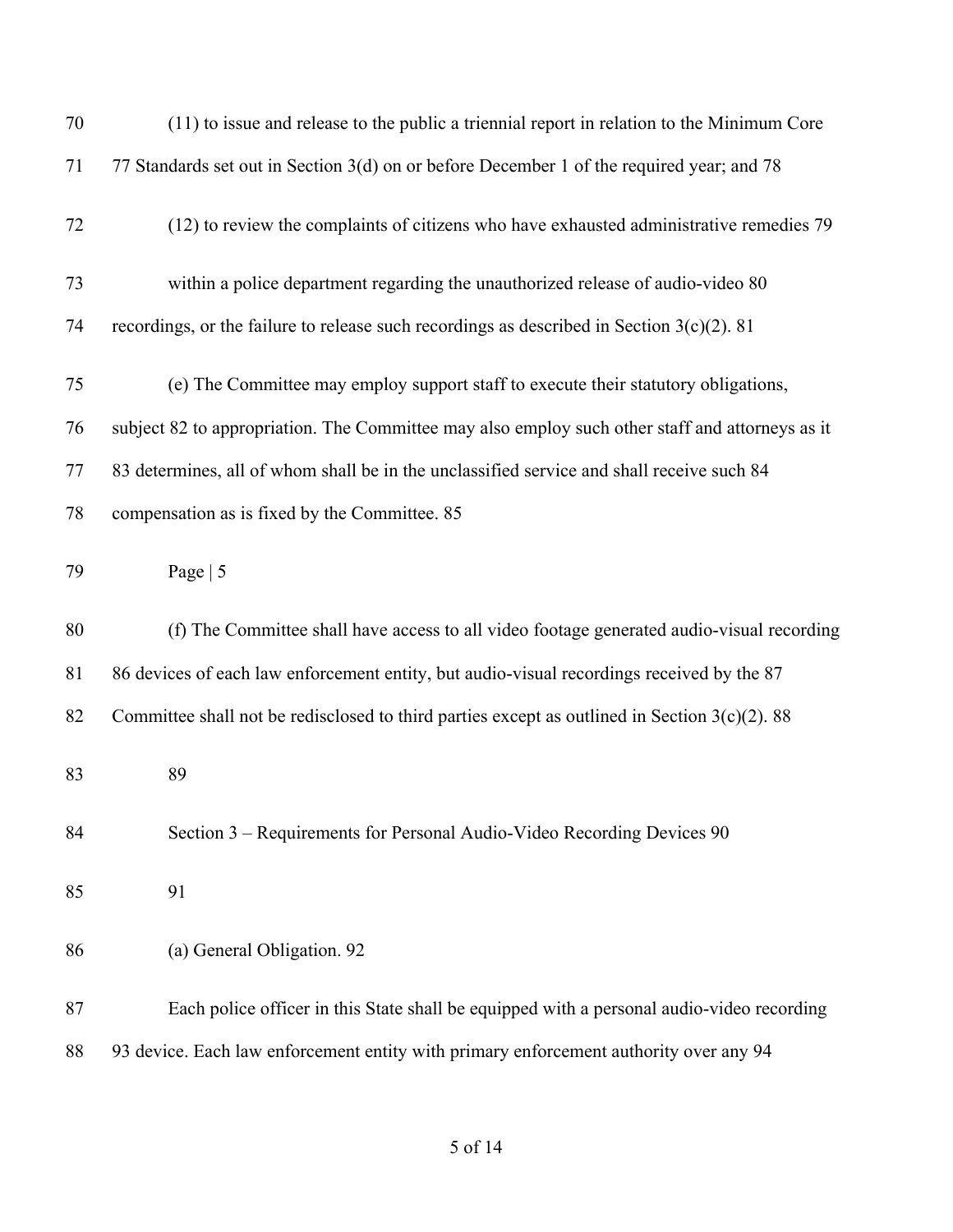(11) to issue and release to the public a triennial report in relation to the Minimum Core 77 Standards set out in Section 3(d) on or before December 1 of the required year; and 78

(12) to review the complaints of citizens who have exhausted administrative remedies 79 within a police department regarding the unauthorized release of audio-video 80 recordings, or the failure to release such recordings as described in Section 3(c)(2). 81

(e) The Committee may employ support staff to execute their statutory obligations, subject 82 to appropriation. The Committee may also employ such other staff and attorneys as it 83 determines, all of whom shall be in the unclassified service and shall receive such 84 compensation as is fixed by the Committee. 85

Page | 5

(f) The Committee shall have access to all video footage generated audio-visual recording 86 devices of each law enforcement entity, but audio-visual recordings received by the 87 Committee shall not be redisclosed to third parties except as outlined in Section 3(c)(2). 88

89

## Section 3 – Requirements for Personal Audio-Video Recording Devices 90

91

(a) General Obligation. 92

Each police officer in this State shall be equipped with a personal audio-video recording 93 device. Each law enforcement entity with primary enforcement authority over any 94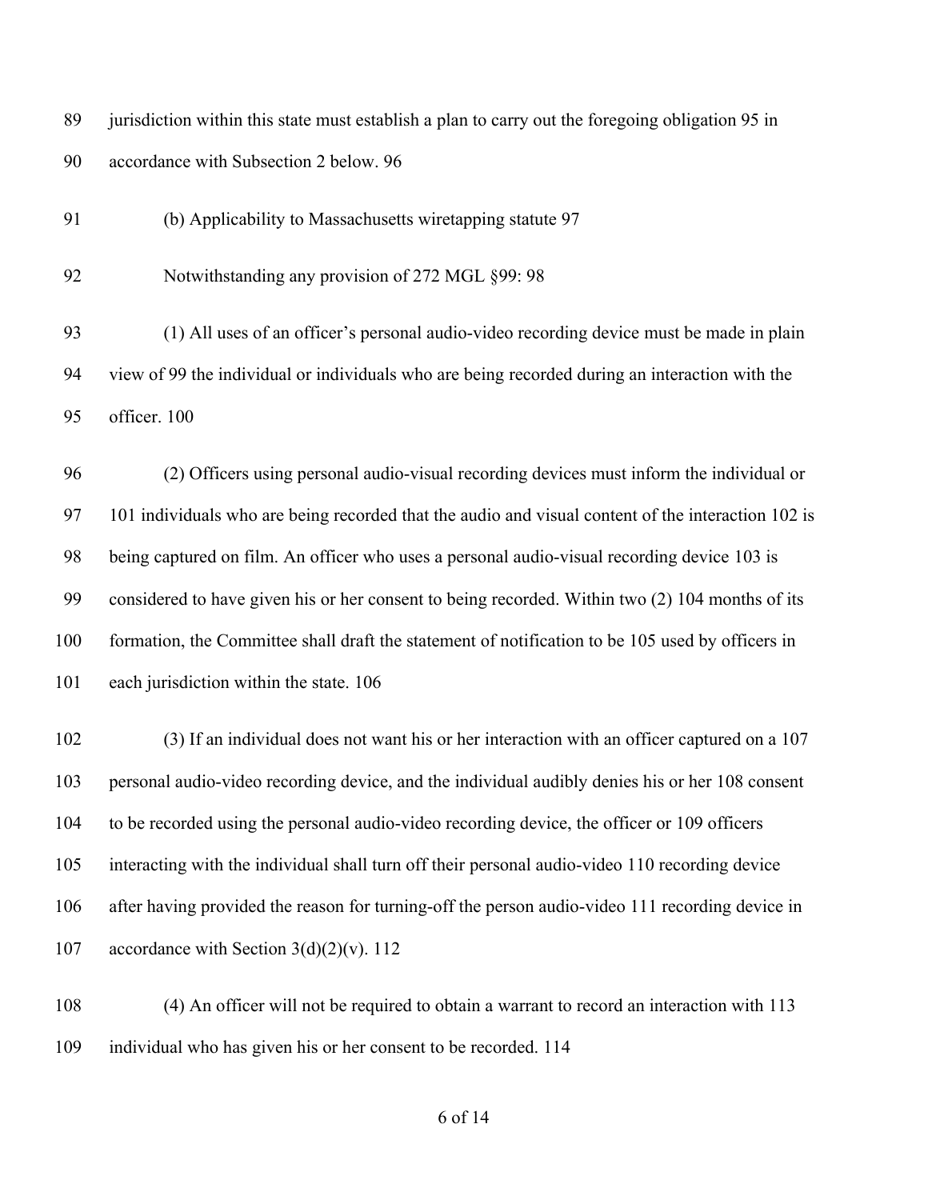jurisdiction within this state must establish a plan to carry out the foregoing obligation 95 in accordance with Subsection 2 below. 96

(b) Applicability to Massachusetts wiretapping statute 97

Notwithstanding any provision of 272 MGL §99: 98

(1) All uses of an officer's personal audio-video recording device must be made in plain view of 99 the individual or individuals who are being recorded during an interaction with the officer. 100

(2) Officers using personal audio-visual recording devices must inform the individual or 101 individuals who are being recorded that the audio and visual content of the interaction 102 is being captured on film. An officer who uses a personal audio-visual recording device 103 is considered to have given his or her consent to being recorded. Within two (2) 104 months of its formation, the Committee shall draft the statement of notification to be 105 used by officers in each jurisdiction within the state. 106

(3) If an individual does not want his or her interaction with an officer captured on a 107 personal audio-video recording device, and the individual audibly denies his or her 108 consent to be recorded using the personal audio-video recording device, the officer or 109 officers interacting with the individual shall turn off their personal audio-video 110 recording device after having provided the reason for turning-off the person audio-video 111 recording device in accordance with Section 3(d)(2)(v). 112

(4) An officer will not be required to obtain a warrant to record an interaction with 113 individual who has given his or her consent to be recorded. 114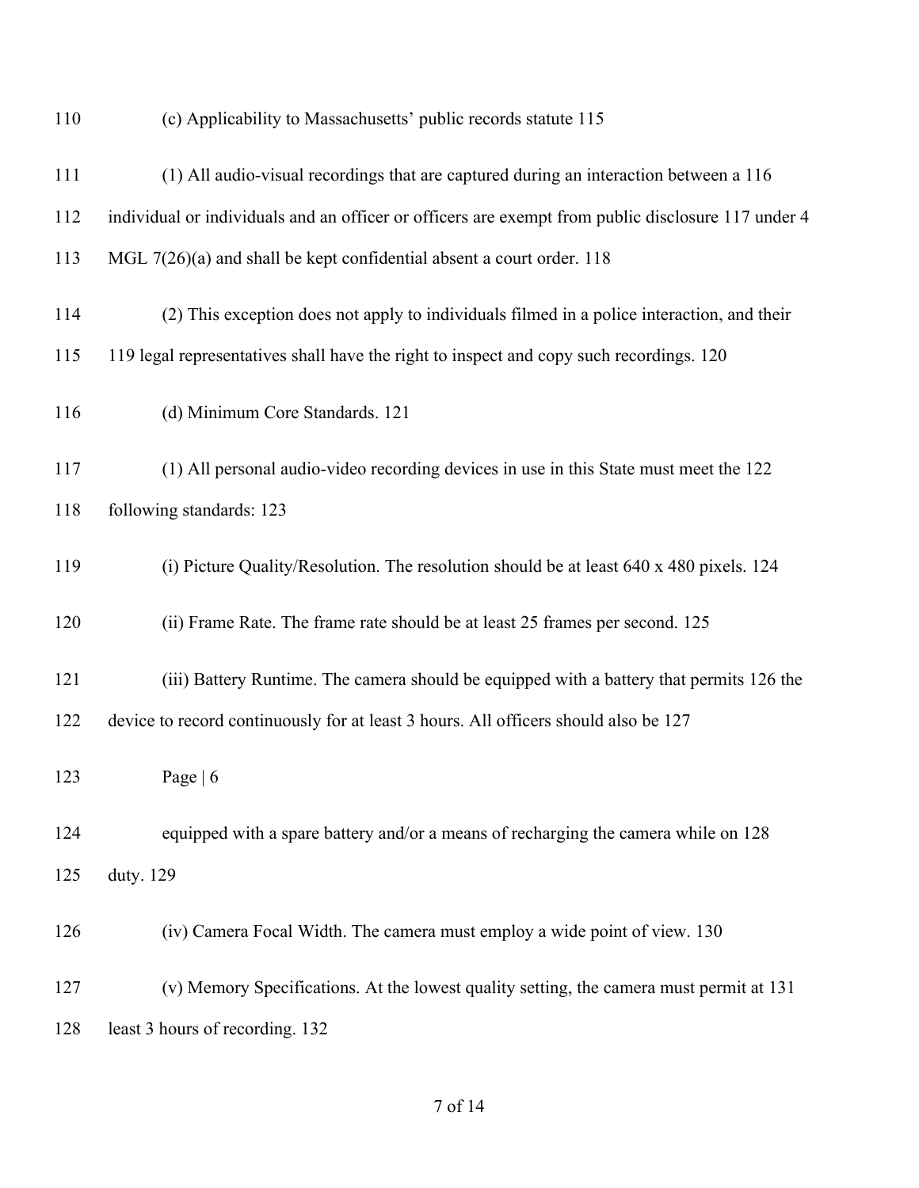(c) Applicability to Massachusetts' public records statute 115

(1) All audio-visual recordings that are captured during an interaction between a 116 individual or individuals and an officer or officers are exempt from public disclosure 117 under 4 MGL 7(26)(a) and shall be kept confidential absent a court order. 118

(2) This exception does not apply to individuals filmed in a police interaction, and their 119 legal representatives shall have the right to inspect and copy such recordings. 120

(d) Minimum Core Standards. 121

(1) All personal audio-video recording devices in use in this State must meet the 122 following standards: 123

(i) Picture Quality/Resolution. The resolution should be at least 640 x 480 pixels. 124

(ii) Frame Rate. The frame rate should be at least 25 frames per second. 125

(iii) Battery Runtime. The camera should be equipped with a battery that permits 126 the device to record continuously for at least 3 hours. All officers should also be 127

Page | 6

equipped with a spare battery and/or a means of recharging the camera while on 128 duty. 129

(iv) Camera Focal Width. The camera must employ a wide point of view. 130

(v) Memory Specifications. At the lowest quality setting, the camera must permit at 131 least 3 hours of recording. 132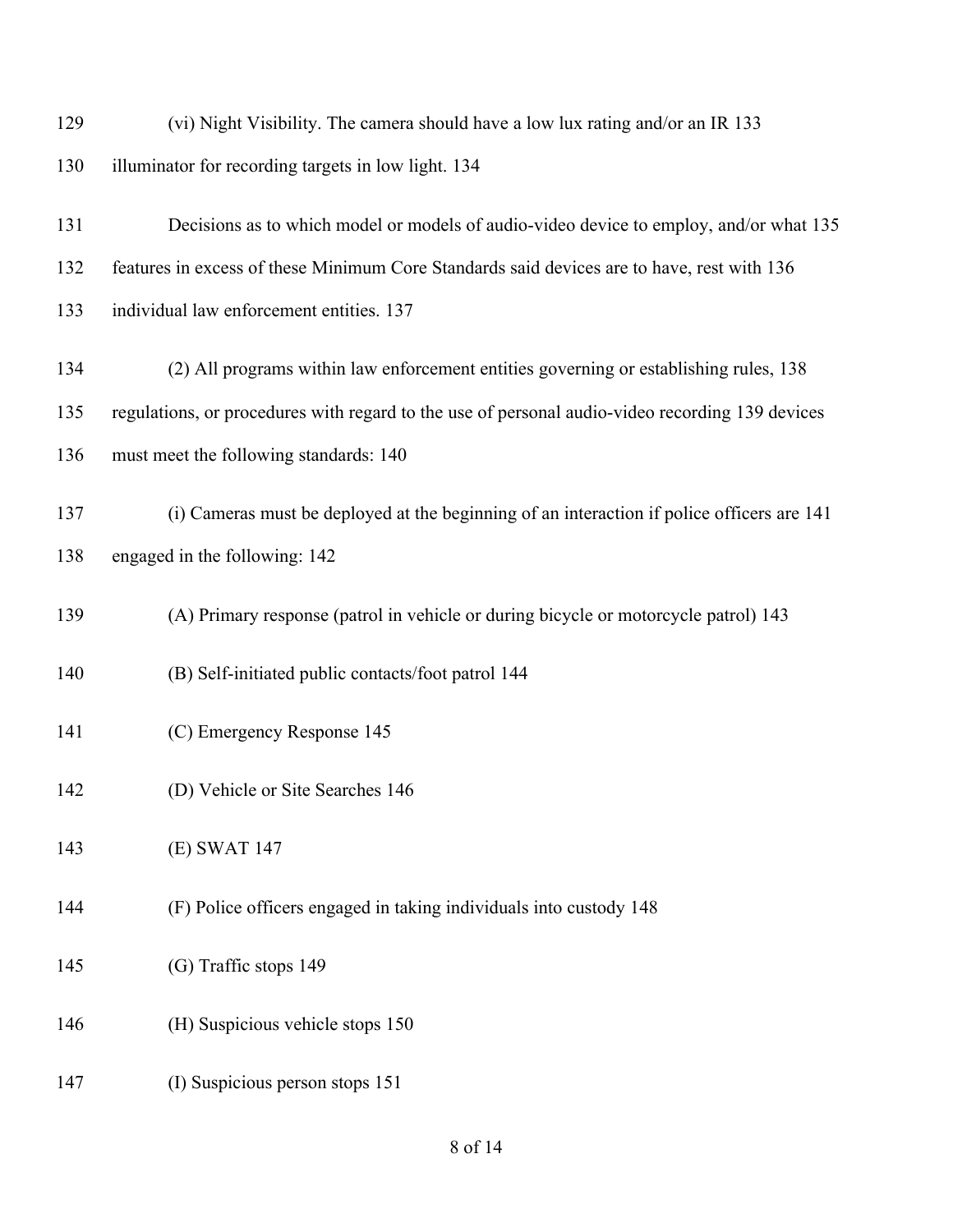129 (vi) Night Visibility. The camera should have a low lux rating and/or an IR 133

130 illuminator for recording targets in low light. 134

131 Decisions as to which model or models of audio-video device to employ, and/or what 135

132 features in excess of these Minimum Core Standards said devices are to have, rest with 136

133 individual law enforcement entities. 137

134 (2) All programs within law enforcement entities governing or establishing rules, 138

135 regulations, or procedures with regard to the use of personal audio-video recording 139 devices

136 must meet the following standards: 140

137 (i) Cameras must be deployed at the beginning of an interaction if police officers are 141

138 engaged in the following: 142

139 (A) Primary response (patrol in vehicle or during bicycle or motorcycle patrol) 143

140 (B) Self-initiated public contacts/foot patrol 144

141 (C) Emergency Response 145

142 (D) Vehicle or Site Searches 146

143 (E) SWAT 147

144 (F) Police officers engaged in taking individuals into custody 148

145 (G) Traffic stops 149

146 (H) Suspicious vehicle stops 150

147 (I) Suspicious person stops 151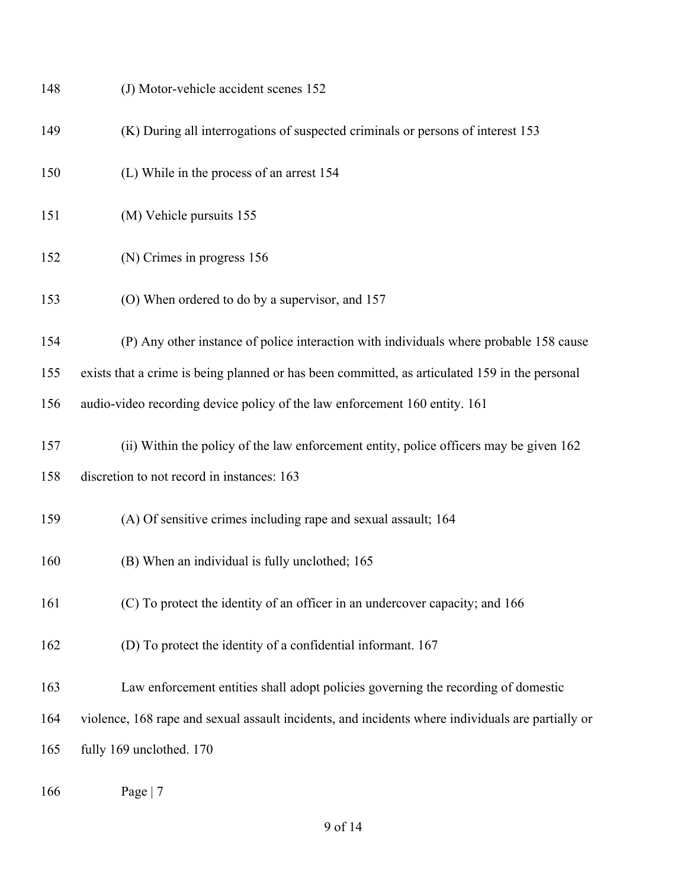148 (J) Motor-vehicle accident scenes 152

149 (K) During all interrogations of suspected criminals or persons of interest 153

150 (L) While in the process of an arrest 154

151 (M) Vehicle pursuits 155

152 (N) Crimes in progress 156

153 (O) When ordered to do by a supervisor, and 157

154 (P) Any other instance of police interaction with individuals where probable 158 cause

155 exists that a crime is being planned or has been committed, as articulated 159 in the personal

156 audio-video recording device policy of the law enforcement 160 entity. 161

157 (ii) Within the policy of the law enforcement entity, police officers may be given 162

158 discretion to not record in instances: 163

159 (A) Of sensitive crimes including rape and sexual assault; 164

160 (B) When an individual is fully unclothed; 165

161 (C) To protect the identity of an officer in an undercover capacity; and 166

162 (D) To protect the identity of a confidential informant. 167

163 Law enforcement entities shall adopt policies governing the recording of domestic

164 violence, 168 rape and sexual assault incidents, and incidents where individuals are partially or

165 fully 169 unclothed. 170

166 Page | 7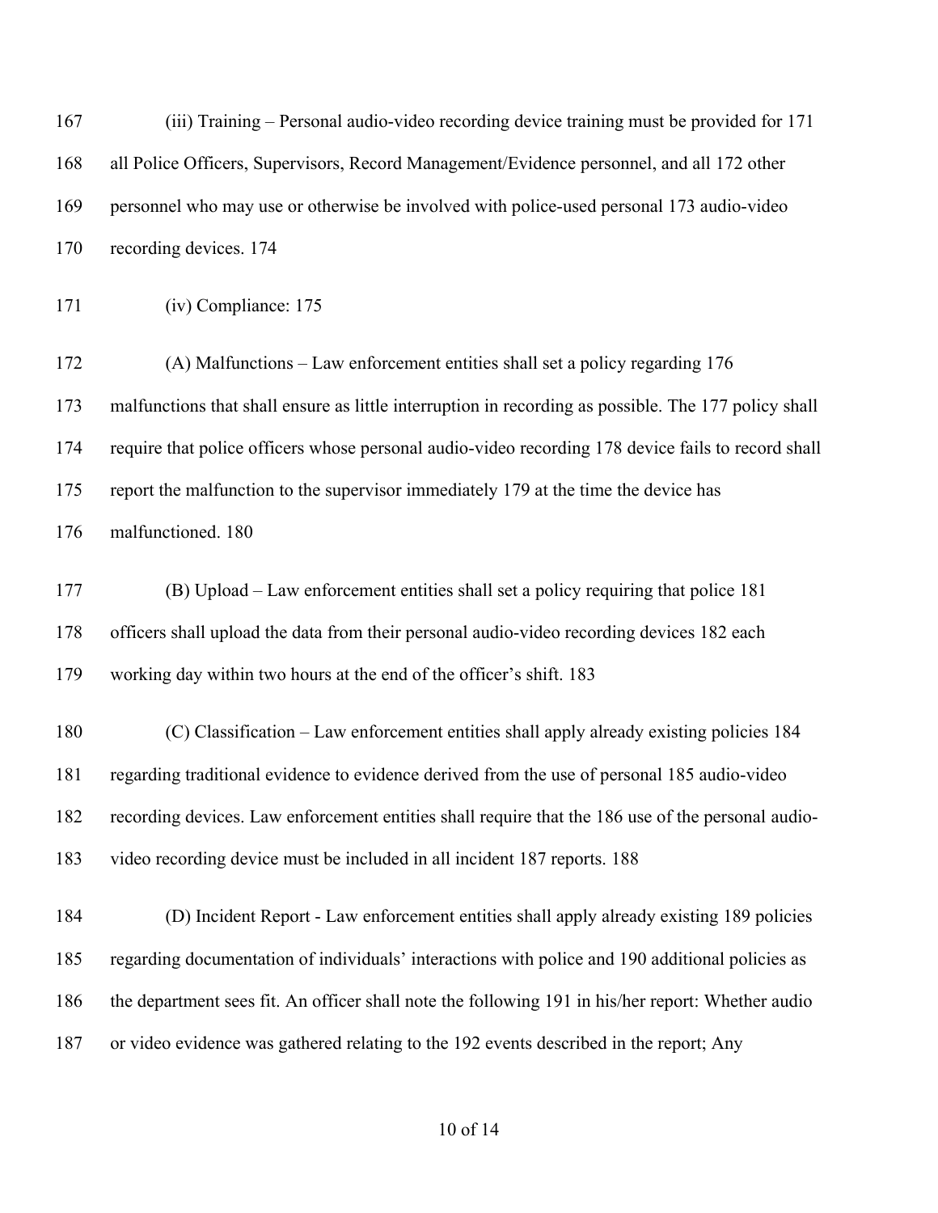(iii) Training – Personal audio-video recording device training must be provided for 171 all Police Officers, Supervisors, Record Management/Evidence personnel, and all 172 other personnel who may use or otherwise be involved with police-used personal 173 audio-video recording devices. 174

(iv) Compliance: 175

(A) Malfunctions – Law enforcement entities shall set a policy regarding 176 malfunctions that shall ensure as little interruption in recording as possible. The 177 policy shall require that police officers whose personal audio-video recording 178 device fails to record shall report the malfunction to the supervisor immediately 179 at the time the device has malfunctioned. 180

(B) Upload – Law enforcement entities shall set a policy requiring that police 181 officers shall upload the data from their personal audio-video recording devices 182 each working day within two hours at the end of the officer's shift. 183

(C) Classification – Law enforcement entities shall apply already existing policies 184 regarding traditional evidence to evidence derived from the use of personal 185 audio-video recording devices. Law enforcement entities shall require that the 186 use of the personal audio-video recording device must be included in all incident 187 reports. 188

(D) Incident Report - Law enforcement entities shall apply already existing 189 policies regarding documentation of individuals' interactions with police and 190 additional policies as the department sees fit. An officer shall note the following 191 in his/her report: Whether audio or video evidence was gathered relating to the 192 events described in the report; Any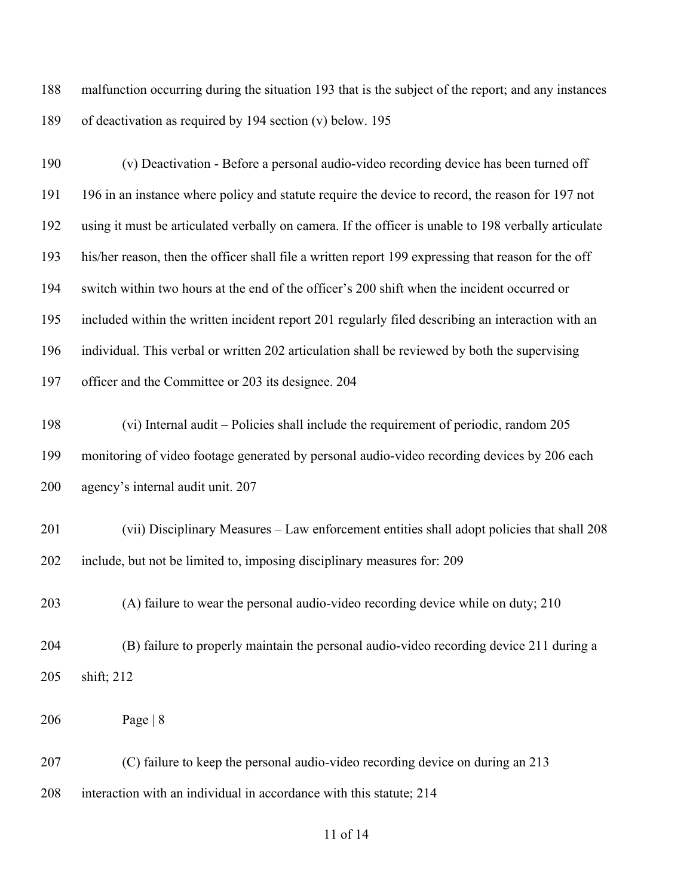188 malfunction occurring during the situation 193 that is the subject of the report; and any instances

189 of deactivation as required by 194 section (v) below. 195

190 (v) Deactivation - Before a personal audio-video recording device has been turned off

191 196 in an instance where policy and statute require the device to record, the reason for 197 not

192 using it must be articulated verbally on camera. If the officer is unable to 198 verbally articulate

193 his/her reason, then the officer shall file a written report 199 expressing that reason for the off

194 switch within two hours at the end of the officer's 200 shift when the incident occurred or

195 included within the written incident report 201 regularly filed describing an interaction with an

196 individual. This verbal or written 202 articulation shall be reviewed by both the supervising

197 officer and the Committee or 203 its designee. 204

198 (vi) Internal audit – Policies shall include the requirement of periodic, random 205

199 monitoring of video footage generated by personal audio-video recording devices by 206 each

200 agency's internal audit unit. 207

201 (vii) Disciplinary Measures – Law enforcement entities shall adopt policies that shall 208

202 include, but not be limited to, imposing disciplinary measures for: 209

203 (A) failure to wear the personal audio-video recording device while on duty; 210

204 (B) failure to properly maintain the personal audio-video recording device 211 during a

205 shift; 212

206 Page | 8

207 (C) failure to keep the personal audio-video recording device on during an 213

208 interaction with an individual in accordance with this statute; 214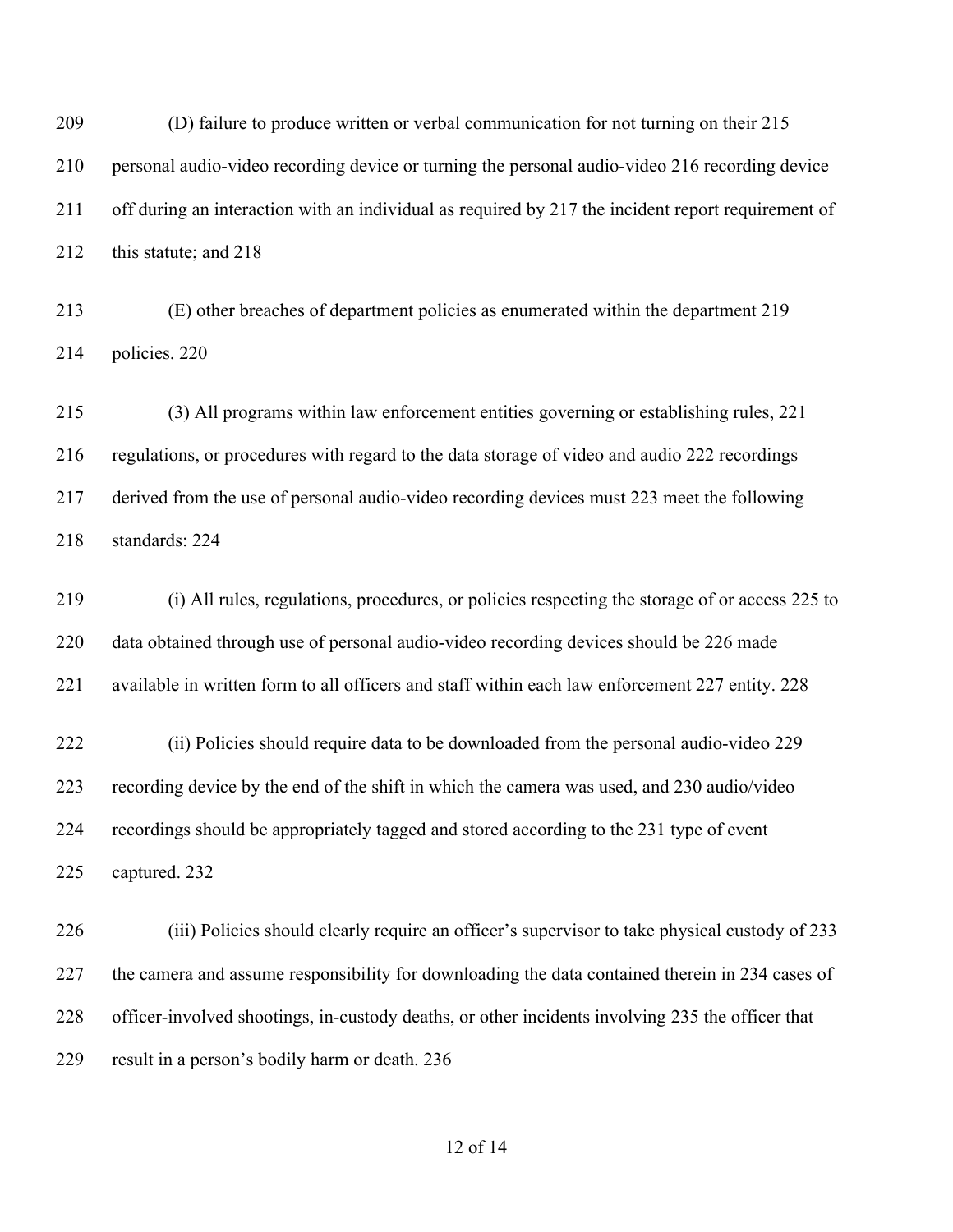209 (D) failure to produce written or verbal communication for not turning on their 215 personal audio-video recording device or turning the personal audio-video 216 recording device off during an interaction with an individual as required by 217 the incident report requirement of this statute; and 218

213 (E) other breaches of department policies as enumerated within the department 219 policies. 220

215 (3) All programs within law enforcement entities governing or establishing rules, 221 regulations, or procedures with regard to the data storage of video and audio 222 recordings derived from the use of personal audio-video recording devices must 223 meet the following standards: 224

219 (i) All rules, regulations, procedures, or policies respecting the storage of or access 225 to data obtained through use of personal audio-video recording devices should be 226 made available in written form to all officers and staff within each law enforcement 227 entity. 228

222 (ii) Policies should require data to be downloaded from the personal audio-video 229 recording device by the end of the shift in which the camera was used, and 230 audio/video recordings should be appropriately tagged and stored according to the 231 type of event captured. 232

226 (iii) Policies should clearly require an officer's supervisor to take physical custody of 233 the camera and assume responsibility for downloading the data contained therein in 234 cases of officer-involved shootings, in-custody deaths, or other incidents involving 235 the officer that result in a person's bodily harm or death. 236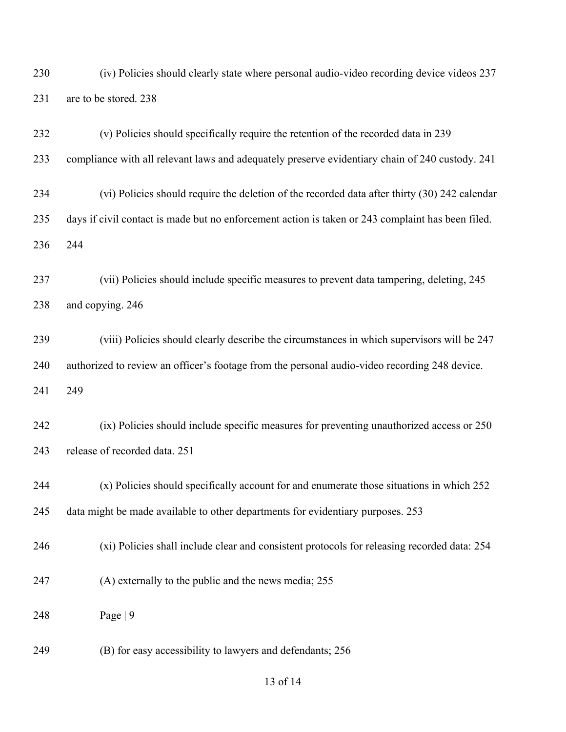230 (iv) Policies should clearly state where personal audio-video recording device videos 237

231 are to be stored. 238

232 (v) Policies should specifically require the retention of the recorded data in 239

233 compliance with all relevant laws and adequately preserve evidentiary chain of 240 custody. 241

234 (vi) Policies should require the deletion of the recorded data after thirty (30) 242 calendar

235 days if civil contact is made but no enforcement action is taken or 243 complaint has been filed.

236 244

237 (vii) Policies should include specific measures to prevent data tampering, deleting, 245

238 and copying. 246

239 (viii) Policies should clearly describe the circumstances in which supervisors will be 247

240 authorized to review an officer's footage from the personal audio-video recording 248 device.

241 249

242 (ix) Policies should include specific measures for preventing unauthorized access or 250

243 release of recorded data. 251

244 (x) Policies should specifically account for and enumerate those situations in which 252

245 data might be made available to other departments for evidentiary purposes. 253

246 (xi) Policies shall include clear and consistent protocols for releasing recorded data: 254

247 (A) externally to the public and the news media; 255

248 Page | 9

249 (B) for easy accessibility to lawyers and defendants; 256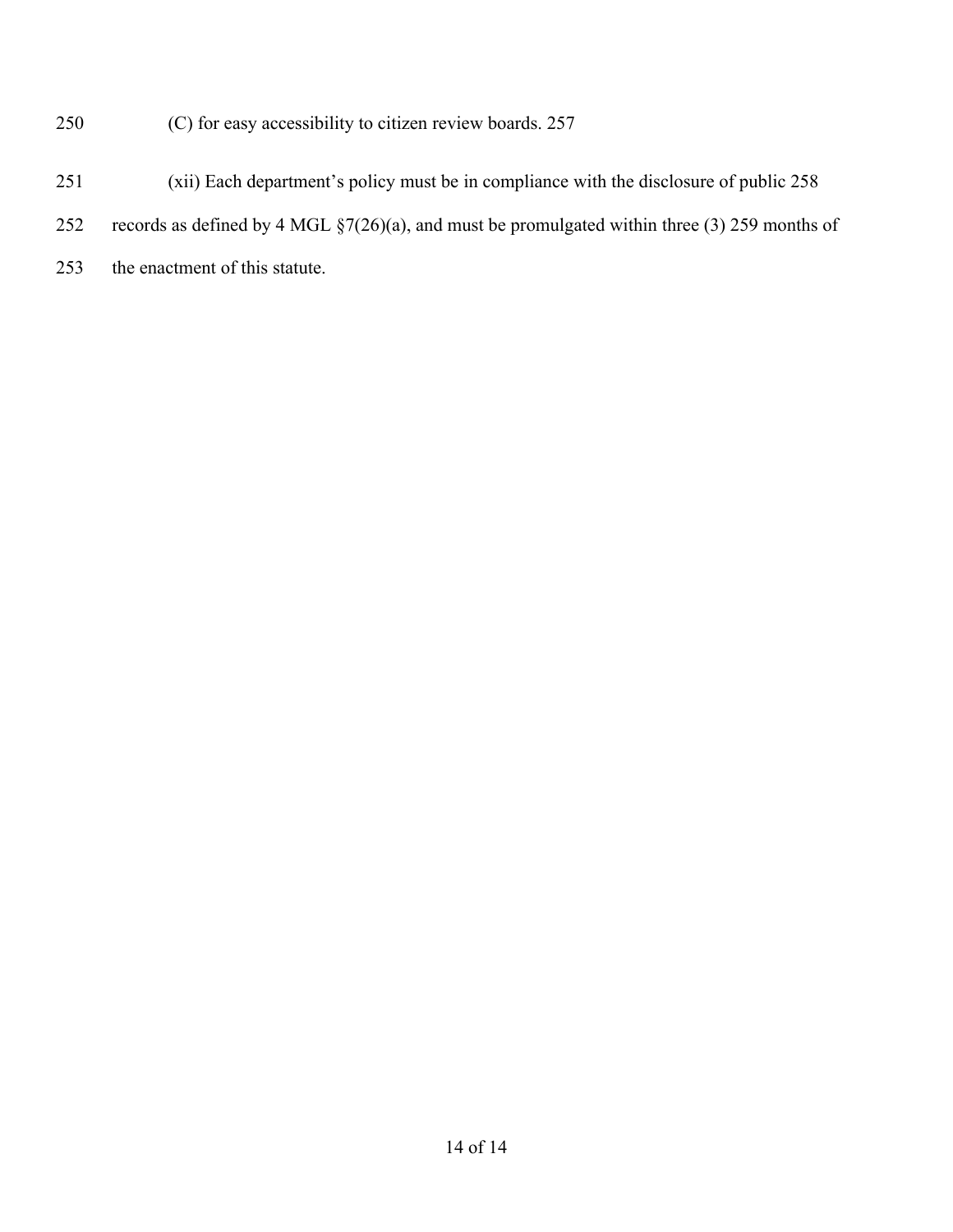250 (C) for easy accessibility to citizen review boards. 257

251 (xii) Each department's policy must be in compliance with the disclosure of public 258

252 records as defined by 4 MGL §7(26)(a), and must be promulgated within three (3) 259 months of

253 the enactment of this statute.